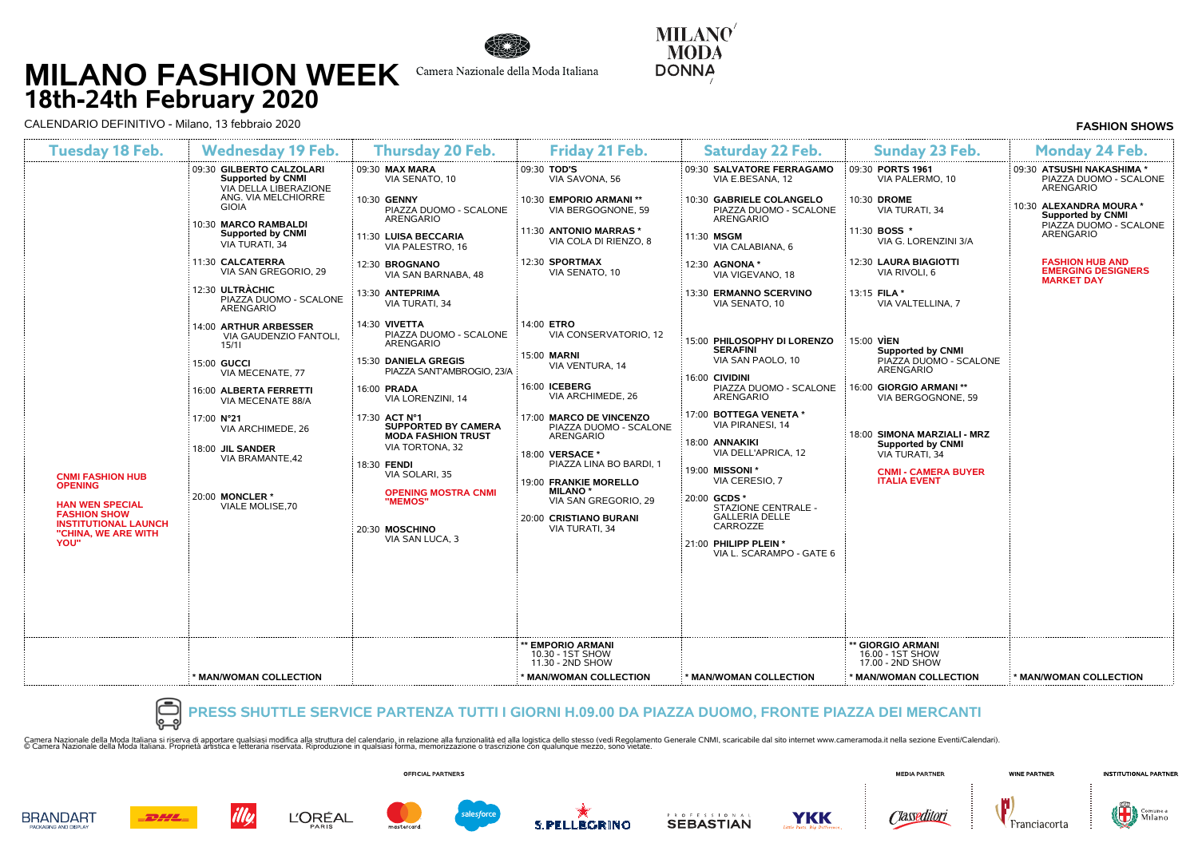# MILANO FASHION WEEK
## 18th-24th February 2020

Camera Nazionale della Moda Italiana

MILANO MODA DONNA

CALENDARIO DEFINITIVO - Milano, 13 febbraio 2020

**FASHION SHOWS**

| Tuesday 18 Feb. | Wednesday 19 Feb. | Thursday 20 Feb. | Friday 21 Feb. | Saturday 22 Feb. | Sunday 23 Feb. | Monday 24 Feb. |
|---|---|---|---|---|---|---|
| **CNMI FASHION HUB OPENING**<br><br>**HAN WEN SPECIAL FASHION SHOW INSTITUTIONAL LAUNCH "CHINA, WE ARE WITH YOU"** | 09:30 **GILBERTO CALZOLARI** **Supported by CNMI** VIA DELLA LIBERAZIONE ANG. VIA MELCHIORRE GIOIA<br><br>10:30 **MARCO RAMBALDI** **Supported by CNMI** VIA TURATI, 34<br><br>11:30 **CALCATERRA** VIA SAN GREGORIO, 29<br><br>12:30 **ULTRÀCHIC** PIAZZA DUOMO - SCALONE ARENGARIO<br><br>14:00 **ARTHUR ARBESSER** VIA GAUDENZIO FANTOLI, 15/11<br><br>15:00 **GUCCI** VIA MECENATE, 77<br><br>16:00 **ALBERTA FERRETTI** VIA MECENATE 88/A<br><br>17:00 **N°21** VIA ARCHIMEDE, 26<br><br>18:00 **JIL SANDER** VIA BRAMANTE,42<br><br>20:00 **MONCLER** * VIALE MOLISE,70 | 09:30 **MAX MARA** VIA SENATO, 10<br><br>10:30 **GENNY** PIAZZA DUOMO - SCALONE ARENGARIO<br><br>11:30 **LUISA BECCARIA** VIA PALESTRO, 16<br><br>12:30 **BROGNANO** VIA SAN BARNABA, 48<br><br>13:30 **ANTEPRIMA** VIA TURATI, 34<br><br>14:30 **VIVETTA** PIAZZA DUOMO - SCALONE ARENGARIO<br><br>15:30 **DANIELA GREGIS** PIAZZA SANT'AMBROGIO, 23/A<br><br>16:00 **PRADA** VIA LORENZINI, 14<br><br>17:30 **ACT N°1** **SUPPORTED BY CAMERA MODA FASHION TRUST** VIA TORTONA, 32<br><br>18:30 **FENDI** VIA SOLARI, 35<br><br>**OPENING MOSTRA CNMI "MEMOS"**<br><br>20:30 **MOSCHINO** VIA SAN LUCA, 3 | 09:30 **TOD'S** VIA SAVONA, 56<br><br>10:30 **EMPORIO ARMANI** ** VIA BERGOGNONE, 59<br><br>11:30 **ANTONIO MARRAS** * VIA COLA DI RIENZO, 8<br><br>12:30 **SPORTMAX** VIA SENATO, 10<br><br>14:00 **ETRO** VIA CONSERVATORIO, 12<br><br>15:00 **MARNI** VIA VENTURA, 14<br><br>16:00 **ICEBERG** VIA ARCHIMEDE, 26<br><br>17:00 **MARCO DE VINCENZO** PIAZZA DUOMO - SCALONE ARENGARIO<br><br>18:00 **VERSACE** * PIAZZA LINA BO BARDI, 1<br><br>19:00 **FRANKIE MORELLO MILANO** * VIA SAN GREGORIO, 29<br><br>20:00 **CRISTIANO BURANI** VIA TURATI, 34 | 09:30 **SALVATORE FERRAGAMO** VIA E.BESANA, 12<br><br>10:30 **GABRIELE COLANGELO** PIAZZA DUOMO - SCALONE ARENGARIO<br><br>11:30 **MSGM** VIA CALABIANA, 6<br><br>12:30 **AGNONA** * VIA VIGEVANO, 18<br><br>13:30 **ERMANNO SCERVINO** VIA SENATO, 10<br><br>15:00 **PHILOSOPHY DI LORENZO SERAFINI** VIA SAN PAOLO, 10<br><br>16:00 **CIVIDINI** PIAZZA DUOMO - SCALONE ARENGARIO<br><br>17:00 **BOTTEGA VENETA** * VIA PIRANESI, 14<br><br>18:00 **ANNAKIKI** VIA DELL'AFRICA, 12<br><br>19:00 **MISSONI** * VIA CERESIO, 7<br><br>20:00 **GCDS** * STAZIONE CENTRALE - GALLERIA DELLE CARROZZE<br><br>21:00 **PHILIPP PLEIN** * VIA L. SCARAMPO - GATE 6 | 09:30 **PORTS 1961** VIA PALERMO, 10<br><br>10:30 **DROME** VIA TURATI, 34<br><br>11:30 **BOSS** * VIA G. LORENZINI 3/A<br><br>12:30 **LAURA BIAGIOTTI** VIA RIVOLI, 6<br><br>13:15 **FILA** * VIA VALTELLINA, 7<br><br>15:00 **VÌEN** **Supported by CNMI** PIAZZA DUOMO - SCALONE ARENGARIO<br><br>16:00 **GIORGIO ARMANI** ** VIA BERGOGNONE, 59<br><br>18:00 **SIMONA MARZIALI - MRZ** **Supported by CNMI** VIA TURATI, 34<br><br>**CNMI - CAMERA BUYER ITALIA EVENT** | 09:30 **ATSUSHI NAKASHIMA** * PIAZZA DUOMO - SCALONE ARENGARIO<br><br>10:30 **ALEXANDRA MOURA** * **Supported by CNMI** PIAZZA DUOMO - SCALONE ARENGARIO<br><br>**FASHION HUB AND EMERGING DESIGNERS MARKET DAY** |
| | * MAN/WOMAN COLLECTION | | ** EMPORIO ARMANI 10.30 - 1ST SHOW 11.30 - 2ND SHOW<br><br>* MAN/WOMAN COLLECTION | * MAN/WOMAN COLLECTION | ** GIORGIO ARMANI 16.00 - 1ST SHOW 17.00 - 2ND SHOW<br><br>* MAN/WOMAN COLLECTION | * MAN/WOMAN COLLECTION |

**PRESS SHUTTLE SERVICE PARTENZA TUTTI I GIORNI H.09.00 DA PIAZZA DUOMO, FRONTE PIAZZA DEI MERCANTI**

Camera Nazionale della Moda Italiana si riserva di apportare qualsiasi modifica alla struttura del calendario, in relazione alla funzionalità ed alla logistica dello stesso (vedi Regolamento Generale CNMI, scaricabile dal sito internet www.cameramoda.it nella sezione Eventi/Calendari).
© Camera Nazionale della Moda Italiana. Proprietà artistica e letteraria riservata. Riproduzione in qualsiasi forma, memorizzazione o trascrizione con qualunque mezzo, sono vietate.

OFFICIAL PARTNERS: BRANDART, DHL, illy, L'ORÉAL PARIS, mastercard, salesforce, S.PELLEGRINO, PROFESSIONAL SEBASTIAN, YKK

MEDIA PARTNER: Classeditori

WINE PARTNER: Franciacorta

INSTITUTIONAL PARTNER: Comune di Milano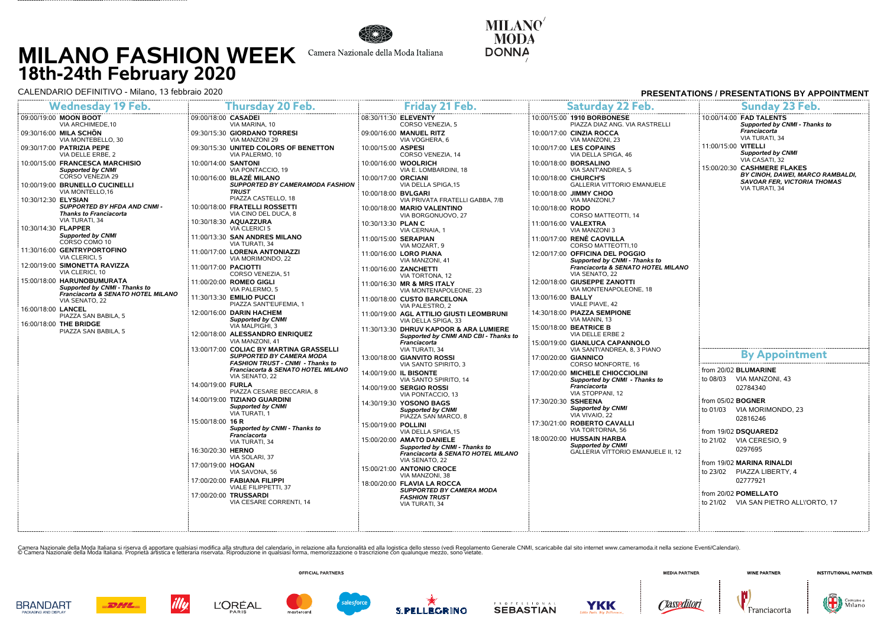# MILANO FASHION WEEK
## 18th-24th February 2020

Camera Nazionale della Moda Italiana

MILANO MODA DONNA

CALENDARIO DEFINITIVO - Milano, 13 febbraio 2020

**PRESENTATIONS / PRESENTATIONS BY APPOINTMENT**

### Wednesday 19 Feb.

- 09:00/19:00 **MOON BOOT** — VIA ARCHIMEDE,10
- 09:30/16:00 **MILA SCHÖN** — VIA MONTEBELLO, 30
- 09:30/17:00 **PATRIZIA PEPE** — VIA DELLE ERBE, 2
- 10:00/15:00 **FRANCESCA MARCHISIO** — *Supported by CNMI* — CORSO VENEZIA 29
- 10:00/19:00 **BRUNELLO CUCINELLI** — VIA MONTELLO,16
- 10:30/12:30 **ELYSIAN** — *SUPPORTED BY HFDA AND CNMI - Thanks to Franciacorta* — VIA TURATI, 34
- 10:30/14:30 **FLAPPER** — *Supported by CNMI* — CORSO COMO 10
- 11:30/16:00 **GENTRYPORTOFINO** — VIA CLERICI, 5
- 12:00/19:00 **SIMONETTA RAVIZZA** — VIA CLERICI, 10
- 15:00/18:00 **HARUNOBUMURATA** — *Supported by CNMI - Thanks to Franciacorta & SENATO HOTEL MILANO* — VIA SENATO, 22
- 16:00/18:00 **LANCEL** — PIAZZA SAN BABILA, 5
- 16:00/18:00 **THE BRIDGE** — PIAZZA SAN BABILA, 5

### Thursday 20 Feb.

- 09:00/18:00 **CASADEI** — VIA MARINA, 10
- 09:30/15:30 **GIORDANO TORRESI** — VIA MANZONI 29
- 09:30/15:30 **UNITED COLORS OF BENETTON** — VIA PALERMO, 10
- 10:00/14:00 **SANTONI** — VIA PONTACCIO, 19
- 10:00/16:00 **BLAZÉ MILANO** — *SUPPORTED BY CAMERAMODA FASHION TRUST* — PIAZZA CASTELLO, 18
- 10:00/18:00 **FRATELLI ROSSETTI** — VIA CINO DEL DUCA, 8
- 10:30/18:30 **AQUAZZURA** — VIA CLERICI 5
- 11:00/13:30 **SAN ANDRES MILANO** — VIA TURATI, 34
- 11:00/17:00 **LORENA ANTONIAZZI** — VIA MORIMONDO, 22
- 11:00/17:00 **PACIOTTI** — CORSO VENEZIA, 51
- 11:00/20:00 **ROMEO GIGLI** — VIA PALERMO, 5
- 11:30/13:30 **EMILIO PUCCI** — PIAZZA SANT'EUFEMIA, 1
- 12:00/16:00 **DARIN HACHEM** — *Supported by CNMI* — VIA MALPIGHI, 3
- 12:00/18:00 **ALESSANDRO ENRIQUEZ** — VIA MANZONI, 41
- 13:00/17:00 **COLIAC BY MARTINA GRASSELLI** — *SUPPORTED BY CAMERA MODA FASHION TRUST - CNMI - Thanks to Franciacorta & SENATO HOTEL MILANO* — VIA SENATO, 22
- 14:00/19:00 **FURLA** — PIAZZA CESARE BECCARIA, 8
- 14:00/19:00 **TIZIANO GUARDINI** — *Supported by CNMI* — VIA TURATI, 1
- 15:00/18:00 **16 R** — *Supported by CNMI - Thanks to Franciacorta* — VIA TURATI, 34
- 16:30/20:30 **HERNO** — VIA SOLARI, 37
- 17:00/19:00 **HOGAN** — VIA SAVONA, 56
- 17:00/20:00 **FABIANA FILIPPI** — VIALE FILIPPETTI, 37
- 17:00/20:00 **TRUSSARDI** — VIA CESARE CORRENTI, 14

### Friday 21 Feb.

- 08:30/11:30 **ELEVENTY** — CORSO VENEZIA, 5
- 09:00/16:00 **MANUEL RITZ** — VIA VOGHERA, 6
- 10:00/15:00 **ASPESI** — CORSO VENEZIA, 14
- 10:00/16:00 **WOOLRICH** — VIA E. LOMBARDINI, 18
- 10:00/17:00 **ORCIANI** — VIA DELLA SPIGA,15
- 10:00/18:00 **BVLGARI** — VIA PRIVATA FRATELLI GABBA, 7/B
- 10:00/18:00 **MARIO VALENTINO** — VIA BORGONUOVO, 27
- 10:30/13:30 **PLAN C** — VIA CERNAIA, 1
- 11:00/15:00 **SERAPIAN** — VIA MOZART, 9
- 11:00/16:00 **LORO PIANA** — VIA MANZONI, 41
- 11:00/16:00 **ZANCHETTI** — VIA TORTONA, 12
- 11:00/16:30 **MR & MRS ITALY** — VIA MONTENAPOLEONE, 23
- 11:00/18:00 **CUSTO BARCELONA** — VIA PALESTRO, 2
- 11:00/19:00 **AGL ATTILIO GIUSTI LEOMBRUNI** — VIA DELLA SPIGA, 33
- 11:30/13:30 **DHRUV KAPOOR & ARA LUMIERE** — *Supported by CNMI AND CBI - Thanks to Franciacorta* — VIA TURATI, 34
- 13:00/18:00 **GIANVITO ROSSI** — VIA SANTO SPIRITO, 3
- 14:00/19:00 **IL BISONTE** — VIA SANTO SPIRITO, 14
- 14:00/19:00 **SERGIO ROSSI** — VIA PONTACCIO, 13
- 14:30/19:30 **YOSONO BAGS** — *Supported by CNMI* — PIAZZA SAN MARCO, 8
- 15:00/19:00 **POLLINI** — VIA DELLA SPIGA,15
- 15:00/20:00 **AMATO DANIELE** — *Supported by CNMI - Thanks to Franciacorta & SENATO HOTEL MILANO* — VIA SENATO, 22
- 15:00/21:00 **ANTONIO CROCE** — VIA MANZONI, 38
- 18:00/20:00 **FLAVIA LA ROCCA** — *SUPPORTED BY CAMERA MODA FASHION TRUST* — VIA TURATI, 34

### Saturday 22 Feb.

- 10:00/15:00 **1910 BORBONESE** — PIAZZA DIAZ ANG. VIA RASTRELLI
- 10:00/17:00 **CINZIA ROCCA** — VIA MANZONI, 23
- 10:00/17:00 **LES COPAINS** — VIA DELLA SPIGA, 46
- 10:00/18:00 **BORSALINO** — VIA SANT'ANDREA, 5
- 10:00/18:00 **CHURCH'S** — GALLERIA VITTORIO EMANUELE
- 10:00/18:00 **JIMMY CHOO** — VIA MANZONI,7
- 10:00/18:00 **RODO** — CORSO MATTEOTTI, 14
- 11:00/16:00 **VALEXTRA** — VIA MANZONI 3
- 11:00/17:00 **RENÉ CAOVILLA** — CORSO MATTEOTTI,10
- 12:00/17:00 **OFFICINA DEL POGGIO** — *Supported by CNMI - Thanks to Franciacorta & SENATO HOTEL MILANO* — VIA SENATO, 22
- 12:00/18:00 **GIUSEPPE ZANOTTI** — VIA MONTENAPOLEONE, 18
- 13:00/16:00 **BALLY** — VIALE PIAVE, 42
- 14:30/18:00 **PIAZZA SEMPIONE** — VIA MANIN, 13
- 15:00/18:00 **BEATRICE B** — VIA DELLE ERBE 2
- 15:00/19:00 **GIANLUCA CAPANNOLO** — VIA SANT\'ANDREA, 8, 3 PIANO
- 17:00/20:00 **GIANNICO** — CORSO MONFORTE, 16
- 17:00/20:00 **MICHELE CHIOCCIOLINI** — *Supported by CNMI - Thanks to Franciacorta* — VIA STOPPANI, 12
- 17:30/20:30 **SSHEENA** — *Supported by CNMI* — VIA VIVAIO, 22
- 17:30/21:00 **ROBERTO CAVALLI** — VIA TORTONA, 56
- 18:00/20:00 **HUSSAIN HARBA** — *Supported by CNMI* — GALLERIA VITTORIO EMANUELE II, 12

### Sunday 23 Feb.

- 10:00/14:00 **FAD TALENTS** — *Supported by CNMI - Thanks to Franciacorta* — VIA TURATI, 34
- 11:00/15:00 **VITELLI** — *Supported by CNMI* — VIA CASATI, 32
- 15:00/20:30 **CASHMERE FLAKES** — *BY CINOH, DAWEI, MARCO RAMBALDI, SAVOAR FER, VICTORIA THOMAS* — VIA TURATI, 34

### By Appointment

- from 20/02 to 08/03 **BLUMARINE** — VIA MANZONI, 43 — 02784340
- from 05/02 to 01/03 **BOGNER** — VIA MORIMONDO, 23 — 02816246
- from 19/02 to 21/02 **DSQUARED2** — VIA CERESIO, 9 — 0297695
- from 19/02 to 23/02 **MARINA RINALDI** — PIAZZA LIBERTY, 4 — 02777921
- from 20/02 to 21/02 **POMELLATO** — VIA SAN PIETRO ALL\'ORTO, 17

Camera Nazionale della Moda Italiana si riserva di apportare qualsiasi modifica alla struttura del calendario, in relazione alla funzionalità ed alla logistica dello stesso (vedi Regolamento Generale CNMI, scaricabile dal sito internet www.cameramoda.it nella sezione Eventi/Calendari).
© Camera Nazionale della Moda Italiana. Proprietà artistica e letteraria riservata. Riproduzione in qualsiasi forma, memorizzazione o trascrizione con qualunque mezzo, sono vietate.

OFFICIAL PARTNERS: BRANDART, DHL, illy, L'ORÉAL PARIS, mastercard, salesforce, S.PELLEGRINO, PROFESSIONAL SEBASTIAN, YKK

MEDIA PARTNER: Classeditori

WINE PARTNER: Franciacorta

INSTITUTIONAL PARTNER: Comune di Milano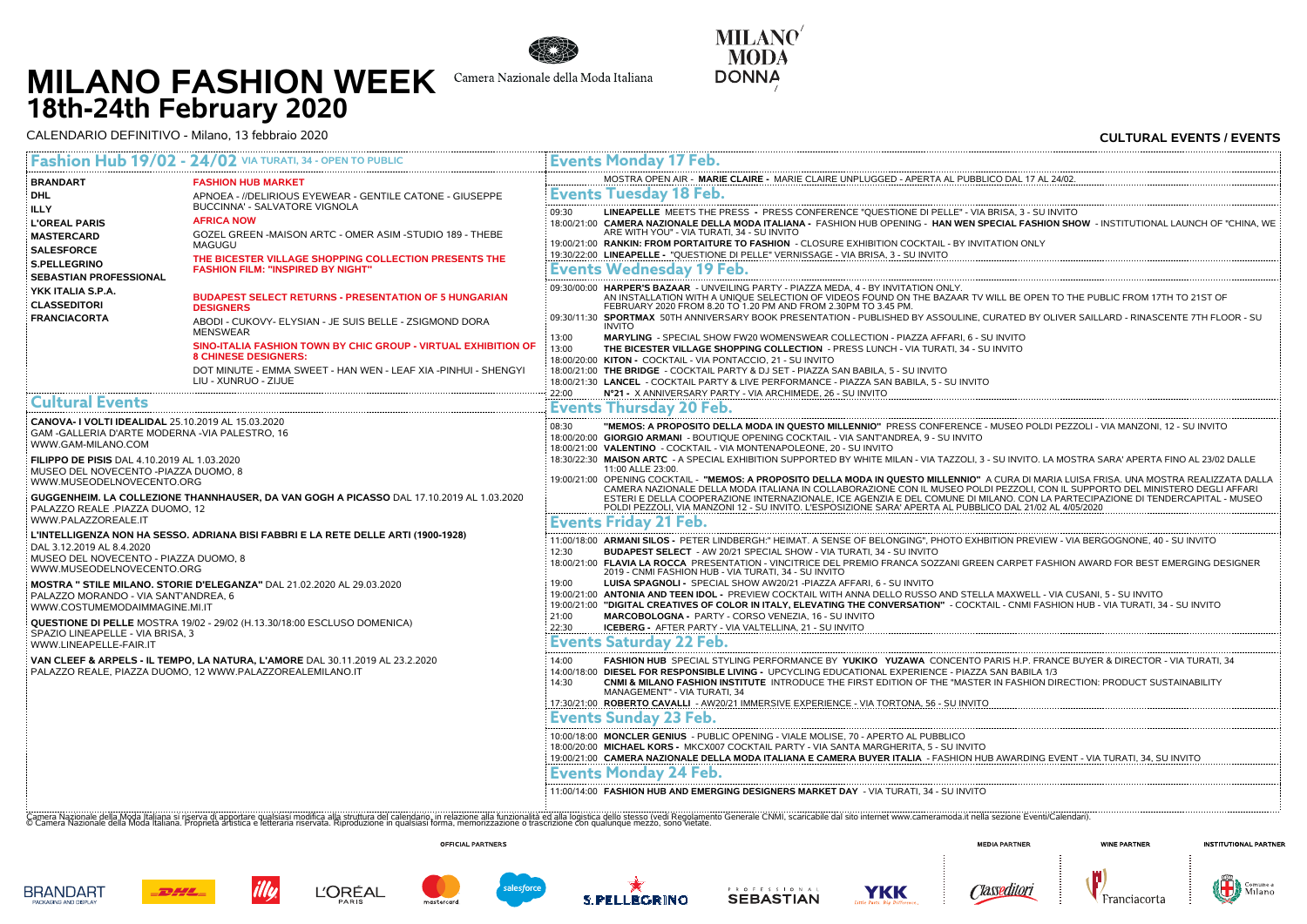# MILANO FASHION WEEK
## 18th-24th February 2020

Camera Nazionale della Moda Italiana

MILANO MODA DONNA

CALENDARIO DEFINITIVO - Milano, 13 febbraio 2020

**CULTURAL EVENTS / EVENTS**

## Fashion Hub 19/02 - 24/02 VIA TURATI, 34 - OPEN TO PUBLIC

**BRANDART**
**DHL**
**ILLY**
**L'OREAL PARIS**
**MASTERCARD**
**SALESFORCE**
**S.PELLEGRINO**
**SEBASTIAN PROFESSIONAL**
**YKK ITALIA S.P.A.**
**CLASSEDITORI**
**FRANCIACORTA**

**FASHION HUB MARKET**
APNOEA - //DELIRIOUS EYEWEAR - GENTILE CATONE - GIUSEPPE BUCCINNA' - SALVATORE VIGNOLA

**AFRICA NOW**
GOZEL GREEN -MAISON ARTC - OMER ASIM -STUDIO 189 - THEBE MAGUGU

**THE BICESTER VILLAGE SHOPPING COLLECTION PRESENTS THE FASHION FILM: "INSPIRED BY NIGHT"**

**BUDAPEST SELECT RETURNS - PRESENTATION OF 5 HUNGARIAN DESIGNERS**
ABODI - CUKOVY- ELYSIAN - JE SUIS BELLE - ZSIGMOND DORA MENSWEAR

**SINO-ITALIA FASHION TOWN BY CHIC GROUP - VIRTUAL EXHIBITION OF 8 CHINESE DESIGNERS:**
DOT MINUTE - EMMA SWEET - HAN WEN - LEAF XIA -PINHUI - SHENGYI LIU - XUNRUO - ZIJUE

## Cultural Events

**CANOVA- I VOLTI IDEALI** DAL 25.10.2019 AL 15.03.2020
GAM -GALLERIA D'ARTE MODERNA -VIA PALESTRO, 16
WWW.GAM-MILANO.COM

**FILIPPO DE PISIS** DAL 4.10.2019 AL 1.03.2020
MUSEO DEL NOVECENTO -PIAZZA DUOMO, 8
WWW.MUSEODELNOVECENTO.ORG

**GUGGENHEIM. LA COLLEZIONE THANNHAUSER, DA VAN GOGH A PICASSO** DAL 17.10.2019 AL 1.03.2020
PALAZZO REALE .PIAZZA DUOMO, 12
WWW.PALAZZOREALE.IT

**L'INTELLIGENZA NON HA SESSO. ADRIANA BISI FABBRI E LA RETE DELLE ARTI (1900-1928)**
DAL 3.12.2019 AL 8.4.2020
MUSEO DEL NOVECENTO - PIAZZA DUOMO, 8
WWW.MUSEODELNOVECENTO.ORG

**MOSTRA " STILE MILANO. STORIE D'ELEGANZA"** DAL 21.02.2020 AL 29.03.2020
PALAZZO MORANDO - VIA SANT'ANDREA, 6
WWW.COSTUMEMODAIMMAGINE.MI.IT

**QUESTIONE DI PELLE** MOSTRA 19/02 - 29/02 (H.13.30/18:00 ESCLUSO DOMENICA)
SPAZIO LINEAPELLE - VIA BRISA, 3
WWW.LINEAPELLE-FAIR.IT

**VAN CLEEF & ARPELS - IL TEMPO, LA NATURA, L'AMORE** DAL 30.11.2019 AL 23.2.2020
PALAZZO REALE, PIAZZA DUOMO, 12 WWW.PALAZZOREALEMILANO.IT

## Events Monday 17 Feb.

MOSTRA OPEN AIR - **MARIE CLAIRE -** MARIE CLAIRE UNPLUGGED - APERTA AL PUBBLICO DAL 17 AL 24/02.

## Events Tuesday 18 Feb.

09:30 **LINEAPELLE** MEETS THE PRESS - PRESS CONFERENCE "QUESTIONE DI PELLE" - VIA BRISA, 3 - SU INVITO
18:00/21:00 **CAMERA NAZIONALE DELLA MODA ITALIANA -** FASHION HUB OPENING - **HAN WEN SPECIAL FASHION SHOW** - INSTITUTIONAL LAUNCH OF "CHINA, WE ARE WITH YOU" - VIA TURATI, 34 - SU INVITO
19:00/21:00 **RANKIN: FROM PORTAITURE TO FASHION** - CLOSURE EXHIBITION COCKTAIL - BY INVITATION ONLY
19:30/22:00 **LINEAPELLE -** "QUESTIONE DI PELLE" VERNISSAGE - VIA BRISA, 3 - SU INVITO

## Events Wednesday 19 Feb.

09:30/00:00 **HARPER'S BAZAAR** - UNVEILING PARTY - PIAZZA MEDA, 4 - BY INVITATION ONLY. AN INSTALLATION WITH A UNIQUE SELECTION OF VIDEOS FOUND ON THE BAZAAR TV WILL BE OPEN TO THE PUBLIC FROM 17TH TO 21ST OF FEBRUARY 2020 FROM 8.20 TO 1.20 PM AND FROM 2.30PM TO 3.45 PM.
09:30/11:30 **SPORTMAX** 50TH ANNIVERSARY BOOK PRESENTATION - PUBLISHED BY ASSOULINE, CURATED BY OLIVER SAILLARD - RINASCENTE 7TH FLOOR - SU INVITO
13:00 **MARYLING** - SPECIAL SHOW FW20 WOMENSWEAR COLLECTION - PIAZZA AFFARI, 6 - SU INVITO
13:00 **THE BICESTER VILLAGE SHOPPING COLLECTION** - PRESS LUNCH - VIA TURATI, 34 - SU INVITO
18:00/20:00 **KITON -** COCKTAIL - VIA PONTACCIO, 21 - SU INVITO
18:00/21:00 **THE BRIDGE** - COCKTAIL PARTY & DJ SET - PIAZZA SAN BABILA, 5 - SU INVITO
18:00/21:30 **LANCEL** - COCKTAIL PARTY & LIVE PERFORMANCE - PIAZZA SAN BABILA, 5 - SU INVITO
22:00 **N°21 -** X ANNIVERSARY PARTY - VIA ARCHIMEDE, 26 - SU INVITO

## Events Thursday 20 Feb.

08:30 **"MEMOS: A PROPOSITO DELLA MODA IN QUESTO MILLENNIO"** PRESS CONFERENCE - MUSEO POLDI PEZZOLI - VIA MANZONI, 12 - SU INVITO
18:00/20:00 **GIORGIO ARMANI** - BOUTIQUE OPENING COCKTAIL - VIA SANT'ANDREA, 9 - SU INVITO
18:00/21:00 **VALENTINO** - COCKTAIL - VIA MONTENAPOLEONE, 20 - SU INVITO
18:30/22:30 **MAISON ARTC** - A SPECIAL EXHIBITION SUPPORTED BY WHITE MILAN - VIA TAZZOLI, 3 - SU INVITO. LA MOSTRA SARA' APERTA FINO AL 23/02 DALLE 11:00 ALLE 23:00.
19:00/21:00 OPENING COCKTAIL - **"MEMOS: A PROPOSITO DELLA MODA IN QUESTO MILLENNIO"** A CURA DI MARIA LUISA FRISA. UNA MOSTRA REALIZZATA DALLA CAMERA NAZIONALE DELLA MODA ITALIANA IN COLLABORAZIONE CON IL MUSEO POLDI PEZZOLI, CON IL SUPPORTO DEL MINISTERO DEGLI AFFARI ESTERI E DELLA COOPERAZIONE INTERNAZIONALE, ICE AGENZIA E DEL COMUNE DI MILANO. CON LA PARTECIPAZIONE DI TENDERCAPITAL - MUSEO POLDI PEZZOLI, VIA MANZONI 12 - SU INVITO. L'ESPOSIZIONE SARA' APERTA AL PUBBLICO DAL 21/02 AL 4/05/2020

## Events Friday 21 Feb.

11:00/18:00 **ARMANI SILOS -** PETER LINDBERGH:" HEIMAT. A SENSE OF BELONGING", PHOTO EXHIBTION PREVIEW - VIA BERGOGNONE, 40 - SU INVITO
12:30 **BUDAPEST SELECT** - AW 20/21 SPECIAL SHOW - VIA TURATI, 34 - SU INVITO
18:00/21:00 **FLAVIA LA ROCCA** PRESENTATION - VINCITRICE DEL PREMIO FRANCA SOZZANI GREEN CARPET FASHION AWARD FOR BEST EMERGING DESIGNER 2019 - CNMI FASHION HUB - VIA TURATI, 34 - SU INVITO
19:00 **LUISA SPAGNOLI -** SPECIAL SHOW AW20/21 -PIAZZA AFFARI, 6 - SU INVITO
19:00/21:00 **ANTONIA AND TEEN IDOL -** PREVIEW COCKTAIL WITH ANNA DELLO RUSSO AND STELLA MAXWELL - VIA CUSANI, 5 - SU INVITO
19:00/21:00 **"DIGITAL CREATIVES OF COLOR IN ITALY, ELEVATING THE CONVERSATION"** - COCKTAIL - CNMI FASHION HUB - VIA TURATI, 34 - SU INVITO
21:00 **MARCOBOLOGNA -** PARTY - CORSO VENEZIA, 16 - SU INVITO
22:30 **ICEBERG -** AFTER PARTY - VIA VALTELLINA, 21 - SU INVITO

## Events Saturday 22 Feb.

14:00 **FASHION HUB** SPECIAL STYLING PERFORMANCE BY **YUKIKO YUZAWA** CONCENTO PARIS H.P. FRANCE BUYER & DIRECTOR - VIA TURATI, 34
14:00/18:00 **DIESEL FOR RESPONSIBLE LIVING -** UPCYCLING EDUCATIONAL EXPERIENCE - PIAZZA SAN BABILA 1/3
14:30 **CNMI & MILANO FASHION INSTITUTE** INTRODUCE THE FIRST EDITION OF THE "MASTER IN FASHION DIRECTION: PRODUCT SUSTAINABILITY MANAGEMENT" - VIA TURATI, 34
17:30/21:00 **ROBERTO CAVALLI** - AW20/21 IMMERSIVE EXPERIENCE - VIA TORTONA, 56 - SU INVITO

## Events Sunday 23 Feb.

10:00/18:00 **MONCLER GENIUS** - PUBLIC OPENING - VIALE MOLISE, 70 - APERTO AL PUBBLICO
18:00/20:00 **MICHAEL KORS -** MKCX007 COCKTAIL PARTY - VIA SANTA MARGHERITA, 5 - SU INVITO
19:00/21:00 **CAMERA NAZIONALE DELLA MODA ITALIANA E CAMERA BUYER ITALIA** - FASHION HUB AWARDING EVENT - VIA TURATI, 34, SU INVITO

## Events Monday 24 Feb.

11:00/14:00 **FASHION HUB AND EMERGING DESIGNERS MARKET DAY** - VIA TURATI, 34 - SU INVITO

Camera Nazionale della Moda Italiana si riserva di apportare qualsiasi modifica alla struttura del calendario, in relazione alla funzionalità ed alla logistica dello stesso (vedi Regolamento Generale CNMI, scaricabile dal sito internet www.cameramoda.it nella sezione Eventi/Calendari).
© Camera Nazionale della Moda Italiana. Proprietà artistica e letteraria riservata. Riproduzione in qualsiasi forma, memorizzazione o trascrizione con qualunque mezzo, sono vietate.

OFFICIAL PARTNERS

BRANDART PACKAGING AND DISPLAY — DHL — illy — L'ORÉAL PARIS — mastercard — salesforce — S.PELLEGRINO — PROFESSIONAL SEBASTIAN — YKK Little Parts. Big Difference.

MEDIA PARTNER

Class editori

WINE PARTNER

Franciacorta

INSTITUTIONAL PARTNER

Comune di Milano